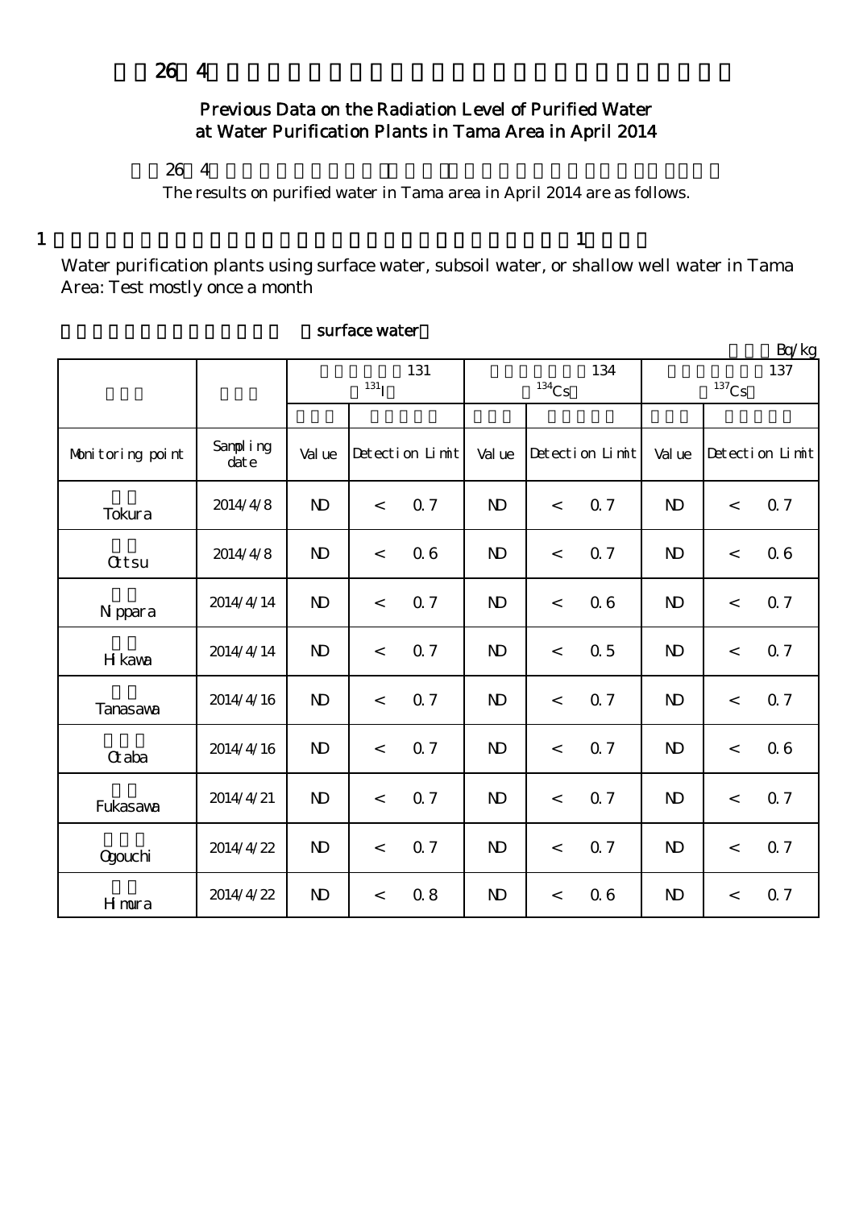# 平成26年4月の多摩地区浄水所の浄水（水道水）の放射能測定結果

## Previous Data on the Radiation Level of Purified Water at Water Purification Plants in Tama Area in April 2014

平成26年4月の多摩地区浄水所の浄水の測定結果は以下のとおりです。

The results on purified water in Tama area in April 2014 are as follows.

1 表流水、伏流水、浅井戸を水源とする多摩地区浄水所：概ね月1回測定

Water purification plants using surface water, subsoil water, or shallow well water in Tama Area: Test mostly once a month

（surface water）

Bq/kg

| | | ヨウ素131 ($^{131}I$) | | | セシウム134 ($^{134}Cs$) | | | セシウム137 ($^{137}Cs$) | | |
|---|---|---|---|---|---|---|---|---|---|---|
| Monitoring point | Sampling date | Value | Detection Limit | | Value | Detection Limit | | Value | Detection Limit | |
| Tokura | 2014/4/8 | ND | < | 0.7 | ND | < | 0.7 | ND | < | 0.7 |
| Ottsu | 2014/4/8 | ND | < | 0.6 | ND | < | 0.7 | ND | < | 0.6 |
| Nippara | 2014/4/14 | ND | < | 0.7 | ND | < | 0.6 | ND | < | 0.7 |
| Hikawa | 2014/4/14 | ND | < | 0.7 | ND | < | 0.5 | ND | < | 0.7 |
| Tanasawa | 2014/4/16 | ND | < | 0.7 | ND | < | 0.7 | ND | < | 0.7 |
| Otaba | 2014/4/16 | ND | < | 0.7 | ND | < | 0.7 | ND | < | 0.6 |
| Fukasawa | 2014/4/21 | ND | < | 0.7 | ND | < | 0.7 | ND | < | 0.7 |
| Ogouchi | 2014/4/22 | ND | < | 0.7 | ND | < | 0.7 | ND | < | 0.7 |
| Himura | 2014/4/22 | ND | < | 0.8 | ND | < | 0.6 | ND | < | 0.7 |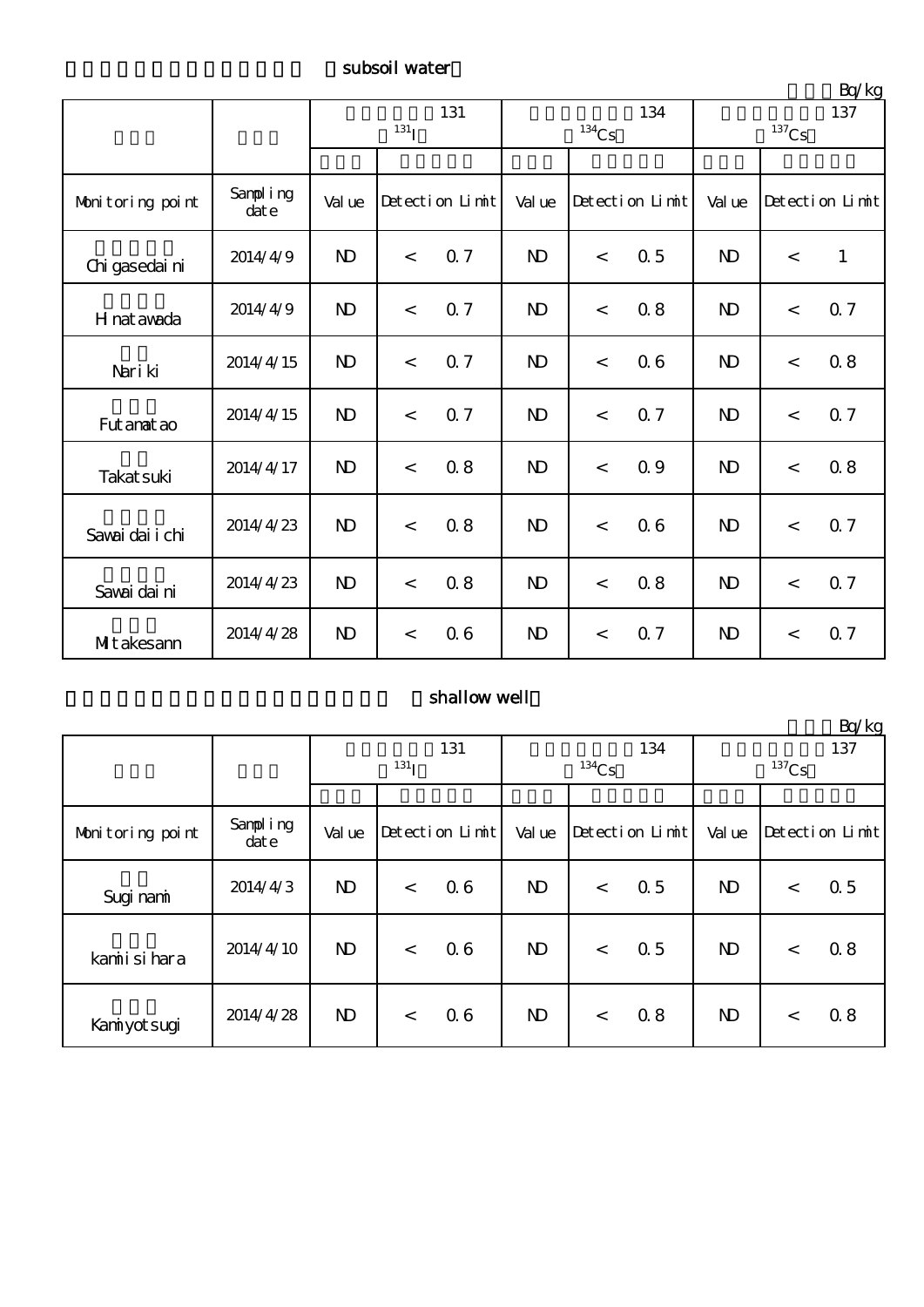（subsoil water）

Bq/kg

| | | 131 $^{131}$I | | 134 $^{134}$Cs | | 137 $^{137}$Cs | |
|---|---|---|---|---|---|---|---|
| Monitoring point | Sampling date | Value | Detection Limit | Value | Detection Limit | Value | Detection Limit |
| Chigasedaini | 2014/4/9 | ND | < 0.7 | ND | < 0.5 | ND | < 1 |
| Hinatawada | 2014/4/9 | ND | < 0.7 | ND | < 0.8 | ND | < 0.7 |
| Nariki | 2014/4/15 | ND | < 0.7 | ND | < 0.6 | ND | < 0.8 |
| Futamatao | 2014/4/15 | ND | < 0.7 | ND | < 0.7 | ND | < 0.7 |
| Takatsuki | 2014/4/17 | ND | < 0.8 | ND | < 0.9 | ND | < 0.8 |
| Sawaidaiichi | 2014/4/23 | ND | < 0.8 | ND | < 0.6 | ND | < 0.7 |
| Sawaidaini | 2014/4/23 | ND | < 0.8 | ND | < 0.8 | ND | < 0.7 |
| Mitakesann | 2014/4/28 | ND | < 0.6 | ND | < 0.7 | ND | < 0.7 |

（shallow well）

Bq/kg

| | | 131 $^{131}$I | | 134 $^{134}$Cs | | 137 $^{137}$Cs | |
|---|---|---|---|---|---|---|---|
| Monitoring point | Sampling date | Value | Detection Limit | Value | Detection Limit | Value | Detection Limit |
| Suginami | 2014/4/3 | ND | < 0.6 | ND | < 0.5 | ND | < 0.5 |
| kamiisihara | 2014/4/10 | ND | < 0.6 | ND | < 0.5 | ND | < 0.8 |
| Kamiyotsugi | 2014/4/28 | ND | < 0.6 | ND | < 0.8 | ND | < 0.8 |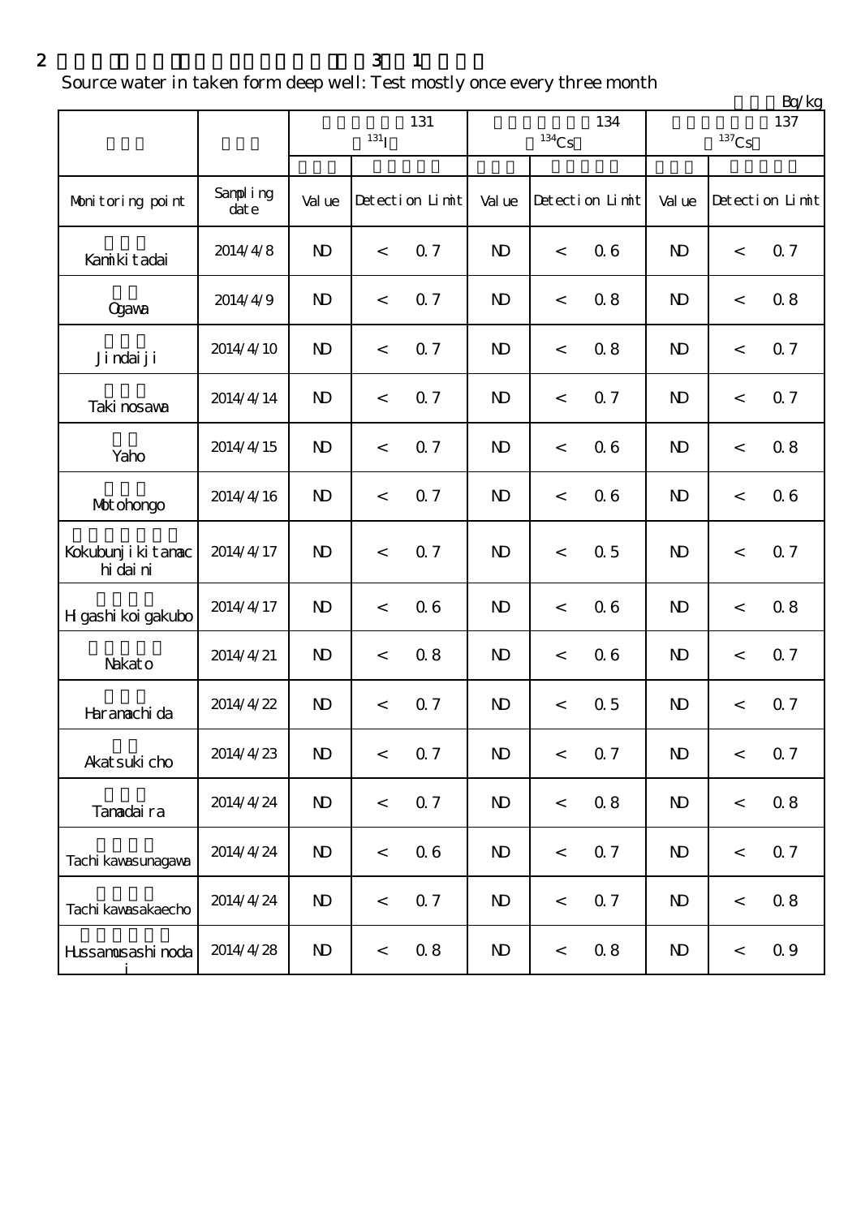2 Source water in taken form deep well: Test mostly once every three month

Bq/kg

| Monitoring point | Sampling date | 131 $^{131}I$ | | 134 $^{134}Cs$ | | 137 $^{137}Cs$ | |
|---|---|---|---|---|---|---|---|
| | | Value | Detection Limit | Value | Detection Limit | Value | Detection Limit |
| Kamikitadai | 2014/4/8 | ND | < 0.7 | ND | < 0.6 | ND | < 0.7 |
| Ogawa | 2014/4/9 | ND | < 0.7 | ND | < 0.8 | ND | < 0.8 |
| Jindaiji | 2014/4/10 | ND | < 0.7 | ND | < 0.8 | ND | < 0.7 |
| Takinosawa | 2014/4/14 | ND | < 0.7 | ND | < 0.7 | ND | < 0.7 |
| Yaho | 2014/4/15 | ND | < 0.7 | ND | < 0.6 | ND | < 0.8 |
| Motohongo | 2014/4/16 | ND | < 0.7 | ND | < 0.6 | ND | < 0.6 |
| Kokubunjikitamachidaini | 2014/4/17 | ND | < 0.7 | ND | < 0.5 | ND | < 0.7 |
| Higashikoigakubo | 2014/4/17 | ND | < 0.6 | ND | < 0.6 | ND | < 0.8 |
| Nakato | 2014/4/21 | ND | < 0.8 | ND | < 0.6 | ND | < 0.7 |
| Haramachida | 2014/4/22 | ND | < 0.7 | ND | < 0.5 | ND | < 0.7 |
| Akatsukicho | 2014/4/23 | ND | < 0.7 | ND | < 0.7 | ND | < 0.7 |
| Tamadaira | 2014/4/24 | ND | < 0.7 | ND | < 0.8 | ND | < 0.8 |
| Tachikawasunagawa | 2014/4/24 | ND | < 0.6 | ND | < 0.7 | ND | < 0.7 |
| Tachikawasakaecho | 2014/4/24 | ND | < 0.7 | ND | < 0.7 | ND | < 0.8 |
| Hussamusashinodai | 2014/4/28 | ND | < 0.8 | ND | < 0.8 | ND | < 0.9 |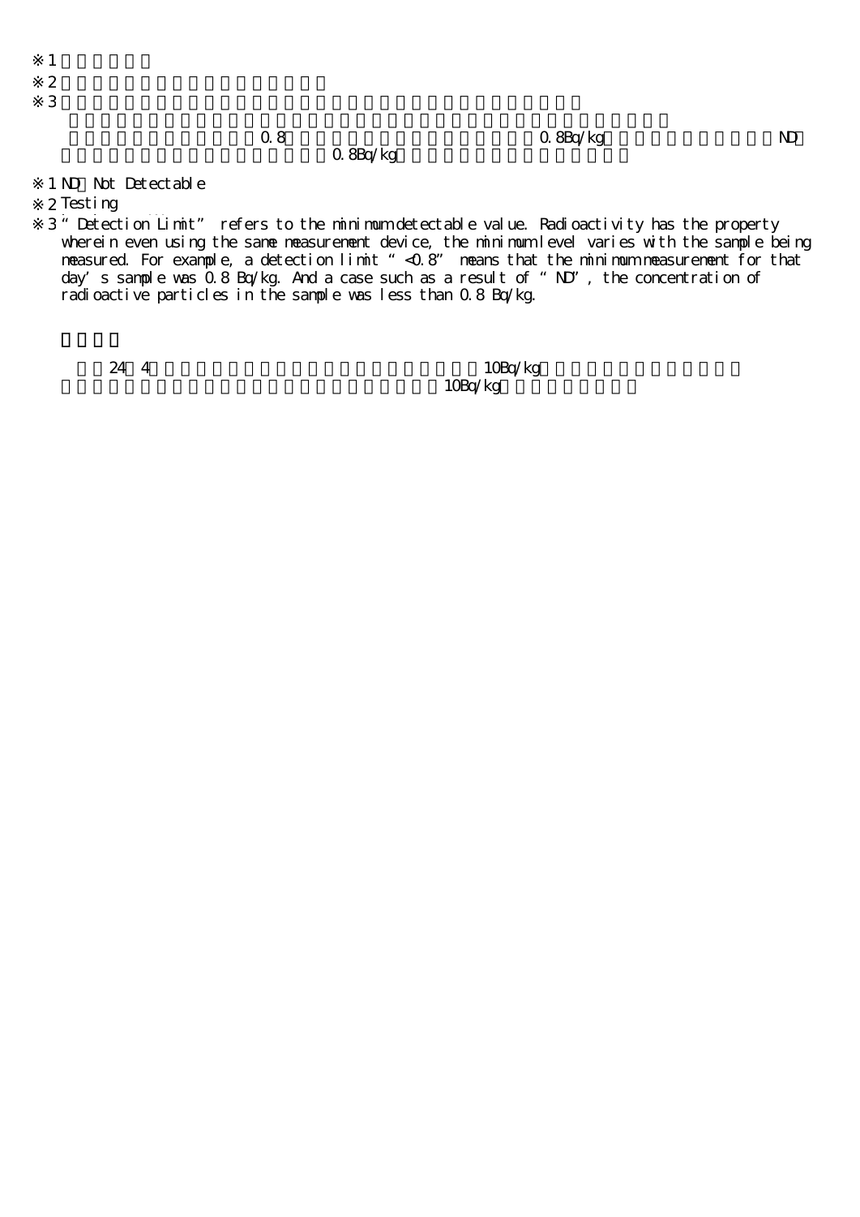※1

※2

※3

0.8 0.8Bq/kg ND

0.8Bq/kg

※1 ND Not Detectable

※2 Testing

※3 "Detection Limit" refers to the minimum detectable value. Radioactivity has the property wherein even using the same measurement device, the minimum level varies with the sample being measured. For example, a detection limit "<0.8" means that the minimum measurement for that day's sample was 0.8 Bq/kg. And a case such as a result of "ND", the concentration of radioactive particles in the sample was less than 0.8 Bq/kg.

24 4 10Bq/kg

10Bq/kg